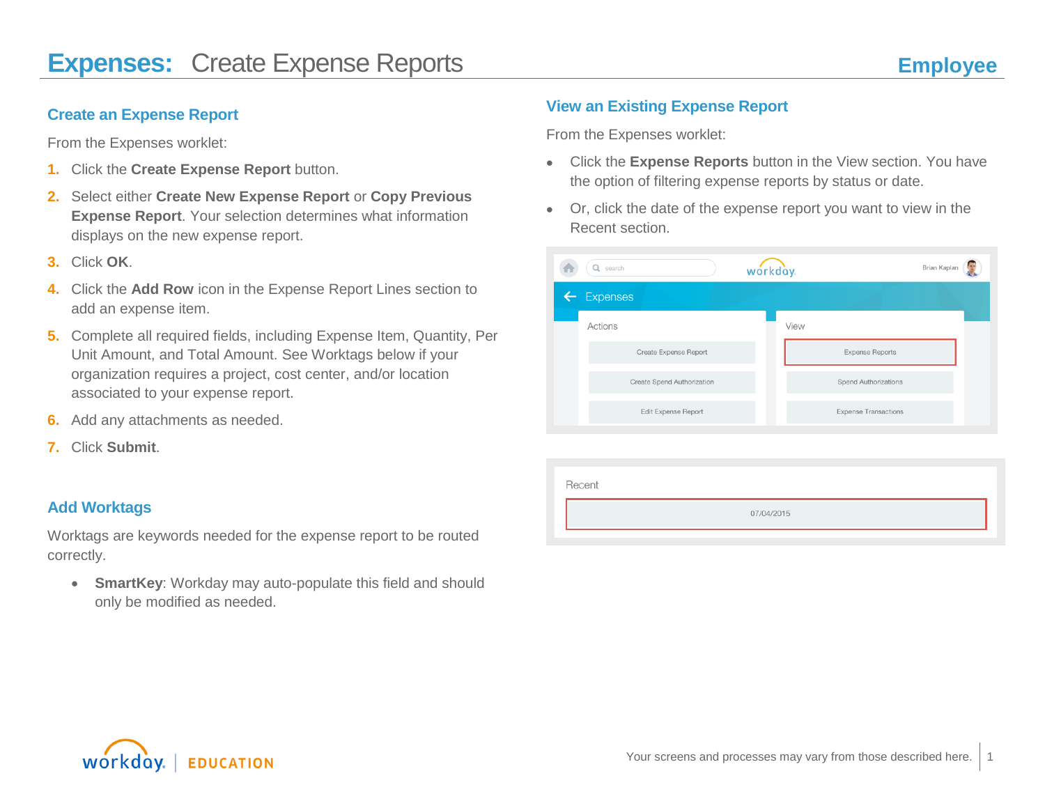# Expenses: Create Expense Reports

**Employee**

## Create an Expense Report

From the Expenses worklet:

1. Click the **Create Expense Report** button.
2. Select either **Create New Expense Report** or **Copy Previous Expense Report**. Your selection determines what information displays on the new expense report.
3. Click **OK**.
4. Click the **Add Row** icon in the Expense Report Lines section to add an expense item.
5. Complete all required fields, including Expense Item, Quantity, Per Unit Amount, and Total Amount. See Worktags below if your organization requires a project, cost center, and/or location associated to your expense report.
6. Add any attachments as needed.
7. Click **Submit**.

## Add Worktags

Worktags are keywords needed for the expense report to be routed correctly.

- **SmartKey**: Workday may auto-populate this field and should only be modified as needed.

## View an Existing Expense Report

From the Expenses worklet:

- Click the **Expense Reports** button in the View section. You have the option of filtering expense reports by status or date.
- Or, click the date of the expense report you want to view in the Recent section.

Your screens and processes may vary from those described here.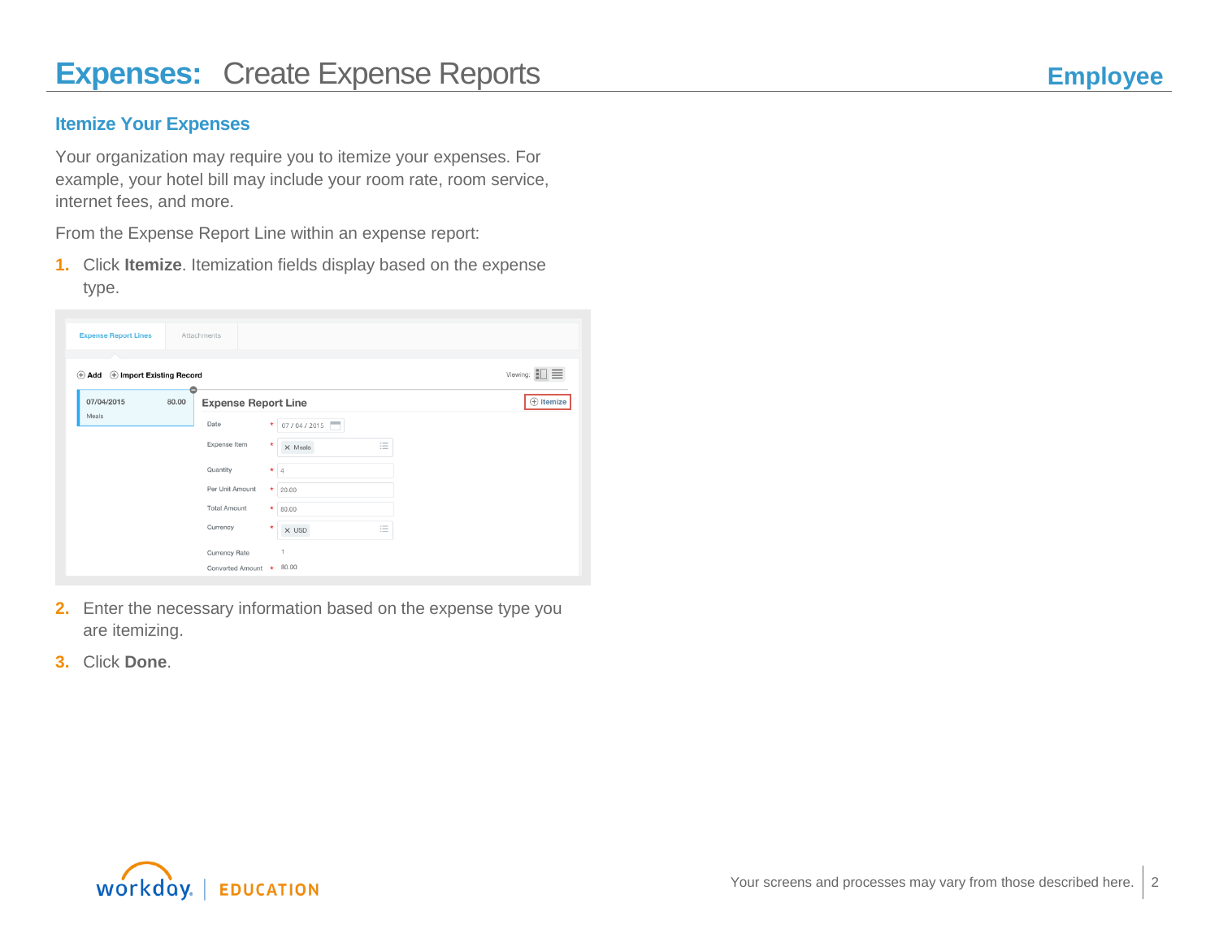# Expenses: Create Expense Reports

## Itemize Your Expenses

Your organization may require you to itemize your expenses. For example, your hotel bill may include your room rate, room service, internet fees, and more.

From the Expense Report Line within an expense report:

1. Click **Itemize**. Itemization fields display based on the expense type.
2. Enter the necessary information based on the expense type you are itemizing.
3. Click **Done**.